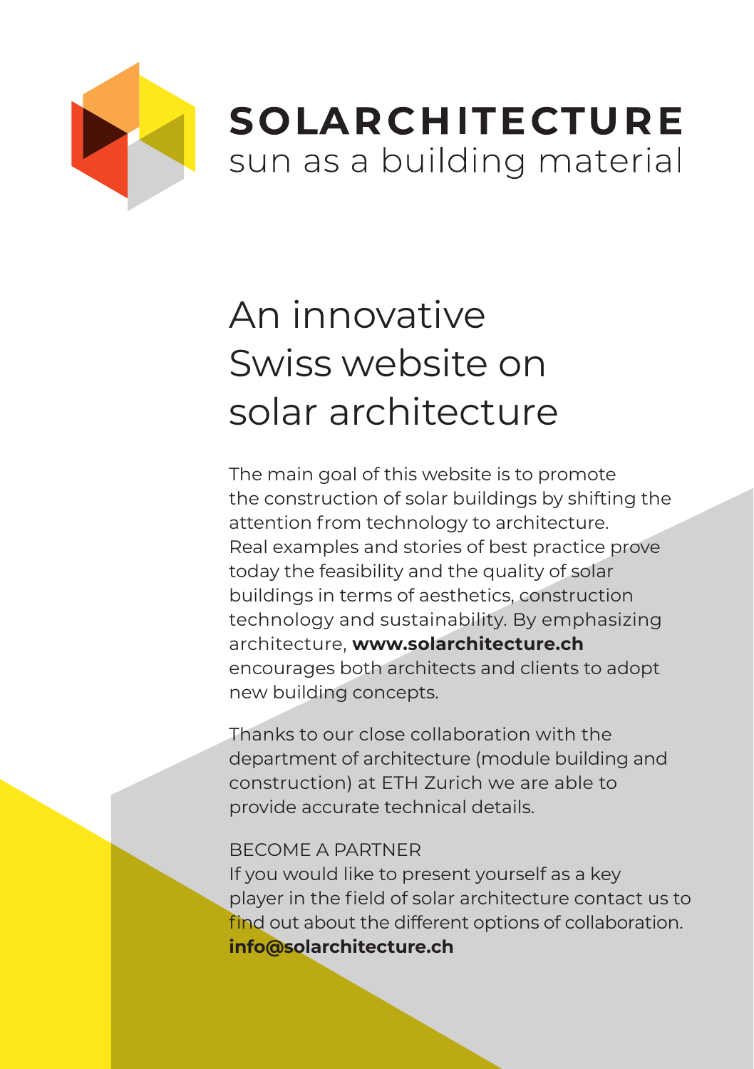# SOLARCHITECTURE

sun as a building material

## An innovative Swiss website on solar architecture

The main goal of this website is to promote the construction of solar buildings by shifting the attention from technology to architecture. Real examples and stories of best practice prove today the feasibility and the quality of solar buildings in terms of aesthetics, construction technology and sustainability. By emphasizing architecture, **www.solarchitecture.ch** encourages both architects and clients to adopt new building concepts.

Thanks to our close collaboration with the department of architecture (module building and construction) at ETH Zurich we are able to provide accurate technical details.

BECOME A PARTNER

If you would like to present yourself as a key player in the field of solar architecture contact us to find out about the different options of collaboration.
**info@solarchitecture.ch**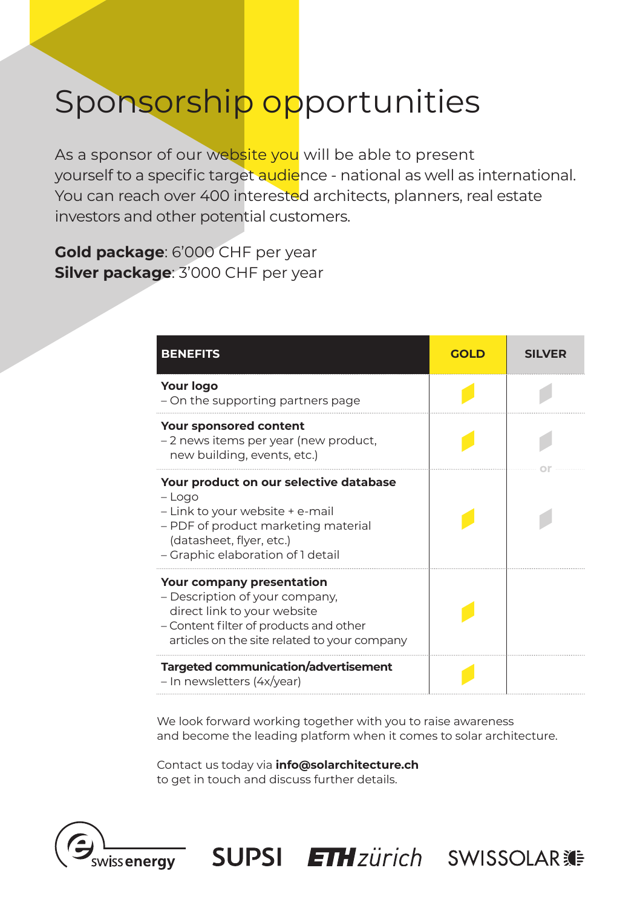# Sponsorship opportunities

As a sponsor of our website you will be able to present yourself to a specific target audience - national as well as international. You can reach over 400 interested architects, planners, real estate investors and other potential customers.

**Gold package**: 6'000 CHF per year
**Silver package**: 3'000 CHF per year

| BENEFITS | GOLD | SILVER |
|---|---|---|
| **Your logo**<br>– On the supporting partners page | ✓ | ✓ |
| **Your sponsored content**<br>– 2 news items per year (new product, new building, events, etc.) | ✓ | ✓ |
| | | or |
| **Your product on our selective database**<br>– Logo<br>– Link to your website + e-mail<br>– PDF of product marketing material (datasheet, flyer, etc.)<br>– Graphic elaboration of 1 detail | ✓ | ✓ |
| **Your company presentation**<br>– Description of your company, direct link to your website<br>– Content filter of products and other articles on the site related to your company | ✓ | |
| **Targeted communication/advertisement**<br>– In newsletters (4x/year) | ✓ | |

We look forward working together with you to raise awareness and become the leading platform when it comes to solar architecture.

Contact us today via **info@solarchitecture.ch** to get in touch and discuss further details.

swissenergy SUPSI ETH zürich SWISSOLAR